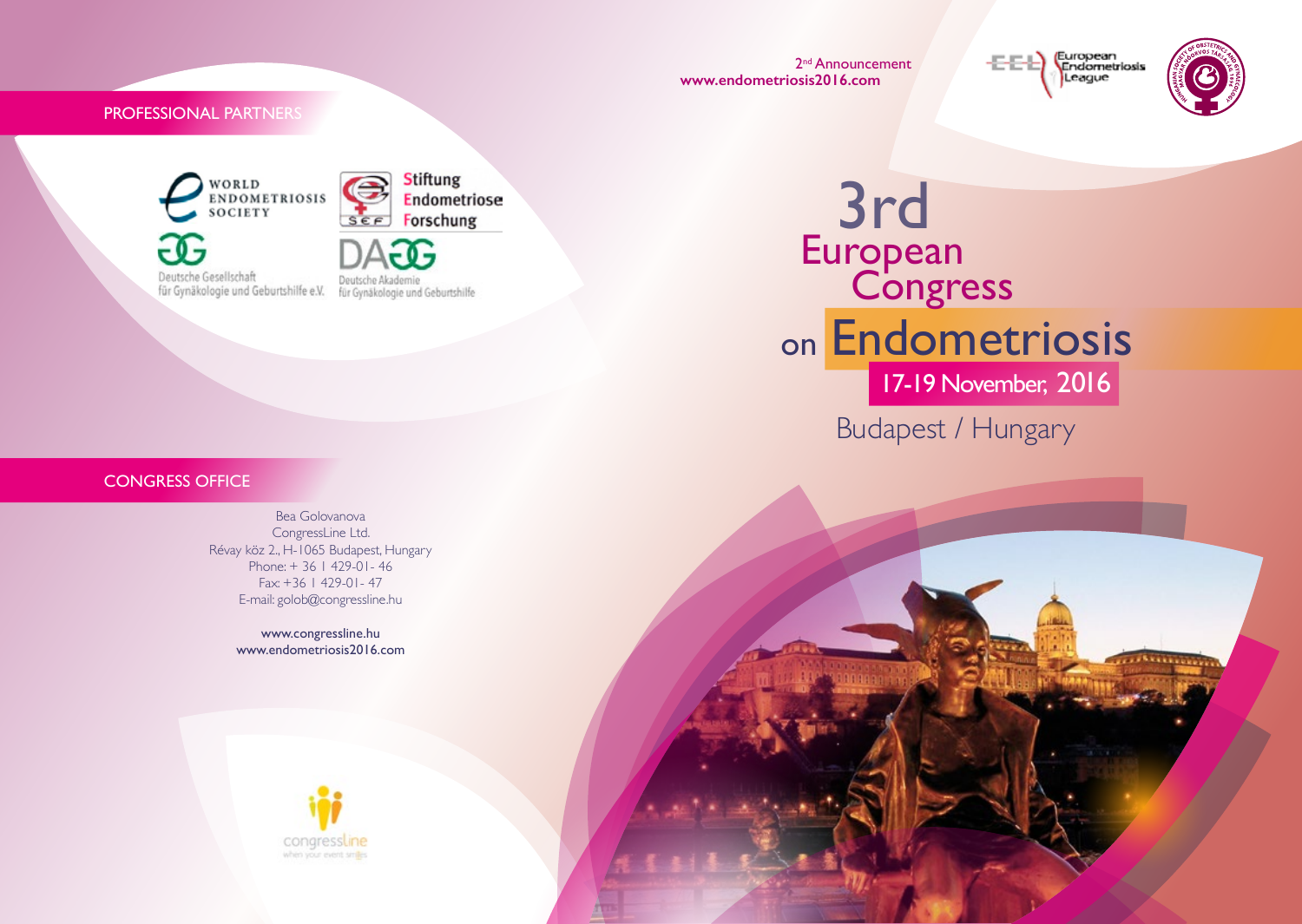## PROFESSIONAL PARTNERS

WORLD ENDOMETRIOSIS SOCIETY

Stiftung Endometriose Forschung

Deutsche Gesellschaft für Gynäkologie und Geburtshilfe e.V.

Deutsche Akademie für Gynäkologie und Geburtshilfe

## CONGRESS OFFICE

Bea Golovanova
CongressLine Ltd.
Révay köz 2., H-1065 Budapest, Hungary
Phone: + 36 1 429-01- 46
Fax: +36 1 429-01- 47
E-mail: golob@congressline.hu

www.congressline.hu
www.endometriosis2016.com

congressline
when your event smiles

2nd Announcement
**www.endometriosis2016.com**

European Endometriosis League

# 3rd European Congress on Endometriosis

**17-19 November, 2016**

Budapest / Hungary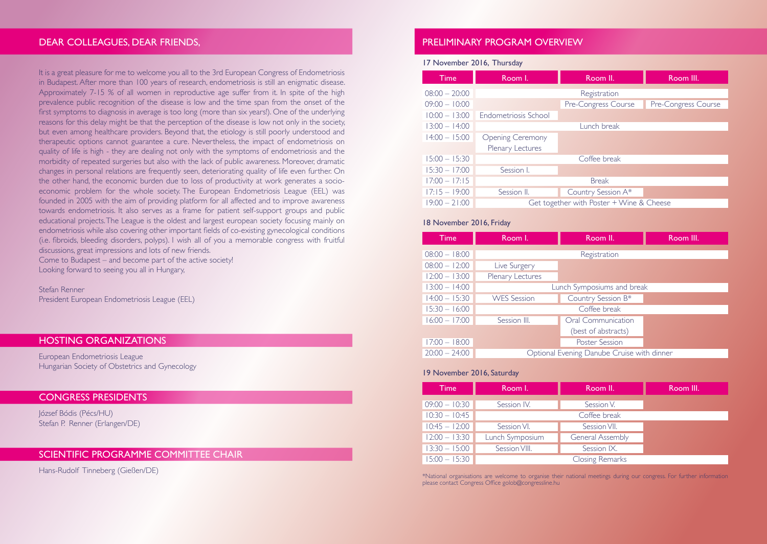## DEAR COLLEAGUES, DEAR FRIENDS,

It is a great pleasure for me to welcome you all to the 3rd European Congress of Endometriosis in Budapest. After more than 100 years of research, endometriosis is still an enigmatic disease. Approximately 7-15 % of all women in reproductive age suffer from it. In spite of the high prevalence public recognition of the disease is low and the time span from the onset of the first symptoms to diagnosis in average is too long (more than six years!). One of the underlying reasons for this delay might be that the perception of the disease is low not only in the society, but even among healthcare providers. Beyond that, the etiology is still poorly understood and therapeutic options cannot guarantee a cure. Nevertheless, the impact of endometriosis on quality of life is high - they are dealing not only with the symptoms of endometriosis and the morbidity of repeated surgeries but also with the lack of public awareness. Moreover, dramatic changes in personal relations are frequently seen, deteriorating quality of life even further. On the other hand, the economic burden due to loss of productivity at work generates a socio-economic problem for the whole society. The European Endometriosis League (EEL) was founded in 2005 with the aim of providing platform for all affected and to improve awareness towards endometriosis. It also serves as a frame for patient self-support groups and public educational projects. The League is the oldest and largest european society focusing mainly on endometriosis while also covering other important fields of co-existing gynecological conditions (i.e. fibroids, bleeding disorders, polyps). I wish all of you a memorable congress with fruitful discussions, great impressions and lots of new friends.
Come to Budapest – and become part of the active society!
Looking forward to seeing you all in Hungary,

Stefan Renner
President European Endometriosis League (EEL)

## HOSTING ORGANIZATIONS

European Endometriosis League
Hungarian Society of Obstetrics and Gynecology

## CONGRESS PRESIDENTS

József Bódis (Pécs/HU)
Stefan P. Renner (Erlangen/DE)

## SCIENTIFIC PROGRAMME COMMITTEE CHAIR

Hans-Rudolf Tinneberg (Gießen/DE)

## PRELIMINARY PROGRAM OVERVIEW

### 17 November 2016, Thursday

| Time | Room I. | Room II. | Room III. |
|---|---|---|---|
| 08:00 – 20:00 | Registration | | |
| 09:00 – 10:00 | | Pre-Congress Course | Pre-Congress Course |
| 10:00 – 13:00 | Endometriosis School | | |
| 13:00 – 14:00 | Lunch break | | |
| 14:00 – 15:00 | Opening Ceremony Plenary Lectures | | |
| 15:00 – 15:30 | Coffee break | | |
| 15:30 – 17:00 | Session I. | | |
| 17:00 – 17:15 | Break | | |
| 17:15 – 19:00 | Session II. | Country Session A* | |
| 19:00 – 21:00 | Get together with Poster + Wine & Cheese | | |

### 18 November 2016, Friday

| Time | Room I. | Room II. | Room III. |
|---|---|---|---|
| 08:00 – 18:00 | Registration | | |
| 08:00 – 12:00 | Live Surgery | | |
| 12:00 – 13:00 | Plenary Lectures | | |
| 13:00 – 14:00 | Lunch Symposiums and break | | |
| 14:00 – 15:30 | WES Session | Country Session B* | |
| 15:30 – 16:00 | Coffee break | | |
| 16:00 – 17:00 | Session III. | Oral Communication (best of abstracts) | |
| 17:00 – 18:00 | | Poster Session | |
| 20:00 – 24:00 | Optional Evening Danube Cruise with dinner | | |

### 19 November 2016, Saturday

| Time | Room I. | Room II. | Room III. |
|---|---|---|---|
| 09:00 – 10:30 | Session IV. | Session V. | |
| 10:30 – 10:45 | Coffee break | | |
| 10:45 – 12:00 | Session VI. | Session VII. | |
| 12:00 – 13:30 | Lunch Symposium | General Assembly | |
| 13:30 – 15:00 | Session VIII. | Session IX. | |
| 15:00 – 15:30 | Closing Remarks | | |

*National organisations are welcome to organise their national meetings during our congress. For further information please contact Congress Office golob@congressline.hu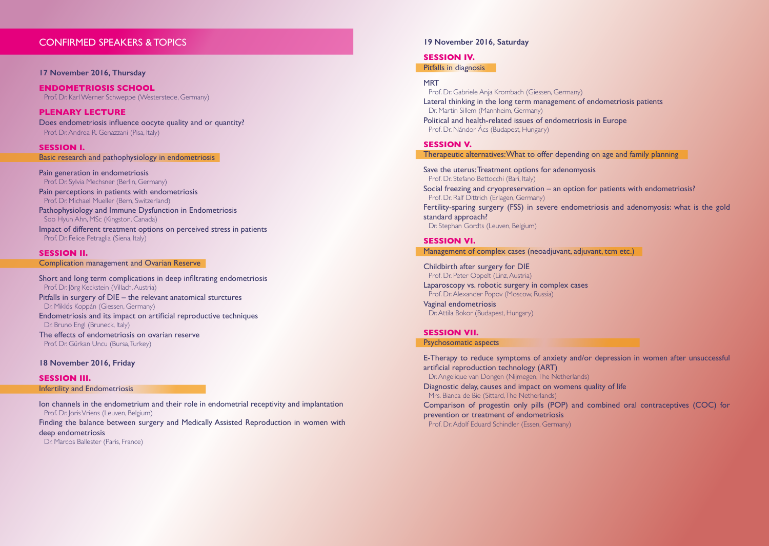## CONFIRMED SPEAKERS & TOPICS

### 17 November 2016, Thursday

**ENDOMETRIOSIS SCHOOL**

Prof. Dr. Karl Werner Schweppe (Westerstede, Germany)

**PLENARY LECTURE**

Does endometriosis influence oocyte quality and or quantity?
Prof. Dr. Andrea R. Genazzani (Pisa, Italy)

**SESSION I.**

Basic research and pathophysiology in endometriosis

Pain generation in endometriosis
Prof. Dr. Sylvia Mechsner (Berlin, Germany)

Pain perceptions in patients with endometriosis
Prof. Dr. Michael Mueller (Bern, Switzerland)

Pathophysiology and Immune Dysfunction in Endometriosis
Soo Hyun Ahn, MSc (Kingston, Canada)

Impact of different treatment options on perceived stress in patients
Prof. Dr. Felice Petraglia (Siena, Italy)

**SESSION II.**

Complication management and Ovarian Reserve

Short and long term complications in deep infiltrating endometriosis
Prof. Dr. Jörg Keckstein (Villach, Austria)

Pitfalls in surgery of DIE – the relevant anatomical sturctures
Dr. Miklós Koppán (Giessen, Germany)

Endometriosis and its impact on artificial reproductive techniques
Dr. Bruno Engl (Bruneck, Italy)

The effects of endometriosis on ovarian reserve
Prof. Dr. Gürkan Uncu (Bursa, Turkey)

### 18 November 2016, Friday

**SESSION III.**

Infertility and Endometriosis

Ion channels in the endometrium and their role in endometrial receptivity and implantation
Prof. Dr. Joris Vriens (Leuven, Belgium)

Finding the balance between surgery and Medically Assisted Reproduction in women with deep endometriosis
Dr. Marcos Ballester (Paris, France)

### 19 November 2016, Saturday

**SESSION IV.**

Pitfalls in diagnosis

MRT
Prof. Dr. Gabriele Anja Krombach (Giessen, Germany)

Lateral thinking in the long term management of endometriosis patients
Dr. Martin Sillem (Mannheim, Germany)

Political and health-related issues of endometriosis in Europe
Prof. Dr. Nándor Ács (Budapest, Hungary)

**SESSION V.**

Therapeutic alternatives: What to offer depending on age and family planning

Save the uterus: Treatment options for adenomyosis
Prof. Dr. Stefano Bettocchi (Bari, Italy)

Social freezing and cryopreservation – an option for patients with endometriosis?
Prof. Dr. Ralf Dittrich (Erlagen, Germany)

Fertility-sparing surgery (FSS) in severe endometriosis and adenomyosis: what is the gold standard approach?
Dr. Stephan Gordts (Leuven, Belgium)

**SESSION VI.**

Management of complex cases (neoadjuvant, adjuvant, tcm etc.)

Childbirth after surgery for DIE
Prof. Dr. Peter Oppelt (Linz, Austria)

Laparoscopy vs. robotic surgery in complex cases
Prof. Dr. Alexander Popov (Moscow, Russia)

Vaginal endometriosis
Dr. Attila Bokor (Budapest, Hungary)

**SESSION VII.**

Psychosomatic aspects

E-Therapy to reduce symptoms of anxiety and/or depression in women after unsuccessful artificial reproduction technology (ART)
Dr. Angelique van Dongen (Nijmegen, The Netherlands)

Diagnostic delay, causes and impact on womens quality of life
Mrs. Bianca de Bie (Sittard, The Netherlands)

Comparison of progestin only pills (POP) and combined oral contraceptives (COC) for prevention or treatment of endometriosis
Prof. Dr. Adolf Eduard Schindler (Essen, Germany)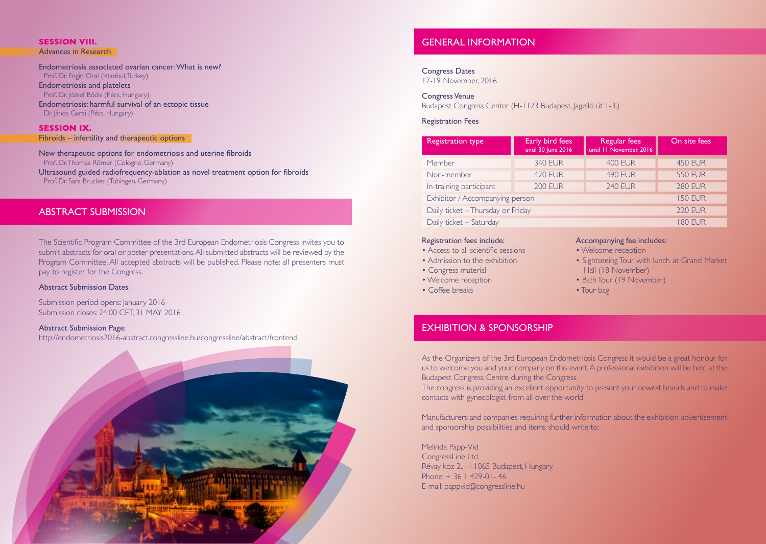**SESSION VIII.**

Advances in Research

Endometriosis associated ovarian cancer: What is new?
Prof. Dr. Engin Oral (Istanbul, Turkey)

Endometriosis and platelets
Prof. Dr. József Bódis (Pécs, Hungary)

Endometriosis: harmful survival of an ectopic tissue
Dr. János Garai (Pécs, Hungary)

**SESSION IX.**

Fibroids – infertility and therapeutic options

New therapeutic options for endometriosis and uterine fibroids
Prof. Dr. Thomas Römer (Cologne, Germany)

Ultrasound guided radiofrequency-ablation as novel treatment option for fibroids
Prof. Dr. Sara Brucker (Tubingen, Germany)

## ABSTRACT SUBMISSION

The Scientific Program Committee of the 3rd European Endometriosis Congress invites you to submit abstracts for oral or poster presentations. All submitted abstracts will be reviewed by the Program Committee. All accepted abstracts will be published. Please note: all presenters must pay to register for the Congress.

Abstract Submission Dates:

Submission period opens: January 2016
Submission closes: 24:00 CET, 31 MAY 2016

Abstract Submission Page:
http://endometriosis2016-abstract.congressline.hu/congressline/abstract/frontend

## GENERAL INFORMATION

Congress Dates
17-19 November, 2016

Congress Venue
Budapest Congress Center (H-1123 Budapest, Jagelló út 1-3.)

Registration Fees

| Registration type | Early bird fees until 30 June 2016 | Regular fees until 11 November, 2016 | On site fees |
|---|---|---|---|
| Member | 340 EUR | 400 EUR | 450 EUR |
| Non-member | 420 EUR | 490 EUR | 550 EUR |
| In-training participant | 200 EUR | 240 EUR | 280 EUR |
| Exhibitor / Accompanying person | | | 150 EUR |
| Daily ticket – Thursday or Friday | | | 220 EUR |
| Daily ticket – Saturday | | | 180 EUR |

Registration fees include:
- Access to all scientific sessions
- Admission to the exhibition
- Congress material
- Welcome reception
- Coffee breaks

Accompanying fee includes:
- Welcome reception
- Sightseeing Tour with lunch at Grand Market Hall (18 November)
- Bath Tour (19 November)
- Tour bag

## EXHIBITION & SPONSORSHIP

As the Organizers of the 3rd European Endometriosis Congress it would be a great honour for us to welcome you and your company on this event. A professional exhibition will be held at the Budapest Congress Centre during the Congress.
The congress is providing an excellent opportunity to present your newest brands and to make contacts with gynecologist from all over the world.

Manufacturers and companies requiring further information about the exhibition, advertisement and sponsorship possibilities and items should write to:

Melinda Papp-Vid
CongressLine Ltd.
Révay köz 2., H-1065 Budapest, Hungary
Phone: + 36 1 429-01- 46
E-mail: pappvid@congressline.hu